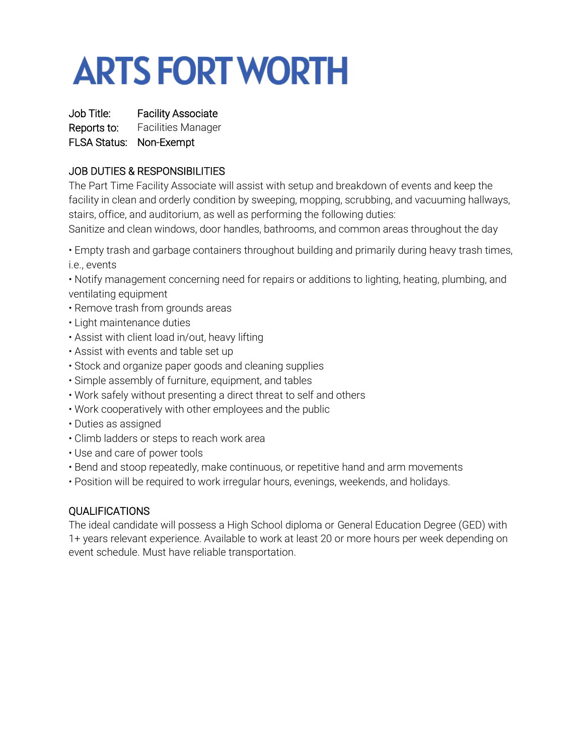# ARTS FORT WORTH

Job Title: Facility Associate
Reports to: Facilities Manager
FLSA Status: Non-Exempt

## JOB DUTIES & RESPONSIBILITIES

The Part Time Facility Associate will assist with setup and breakdown of events and keep the facility in clean and orderly condition by sweeping, mopping, scrubbing, and vacuuming hallways, stairs, office, and auditorium, as well as performing the following duties:
Sanitize and clean windows, door handles, bathrooms, and common areas throughout the day

- Empty trash and garbage containers throughout building and primarily during heavy trash times, i.e., events
- Notify management concerning need for repairs or additions to lighting, heating, plumbing, and ventilating equipment
- Remove trash from grounds areas
- Light maintenance duties
- Assist with client load in/out, heavy lifting
- Assist with events and table set up
- Stock and organize paper goods and cleaning supplies
- Simple assembly of furniture, equipment, and tables
- Work safely without presenting a direct threat to self and others
- Work cooperatively with other employees and the public
- Duties as assigned
- Climb ladders or steps to reach work area
- Use and care of power tools
- Bend and stoop repeatedly, make continuous, or repetitive hand and arm movements
- Position will be required to work irregular hours, evenings, weekends, and holidays.

## QUALIFICATIONS

The ideal candidate will possess a High School diploma or General Education Degree (GED) with 1+ years relevant experience. Available to work at least 20 or more hours per week depending on event schedule. Must have reliable transportation.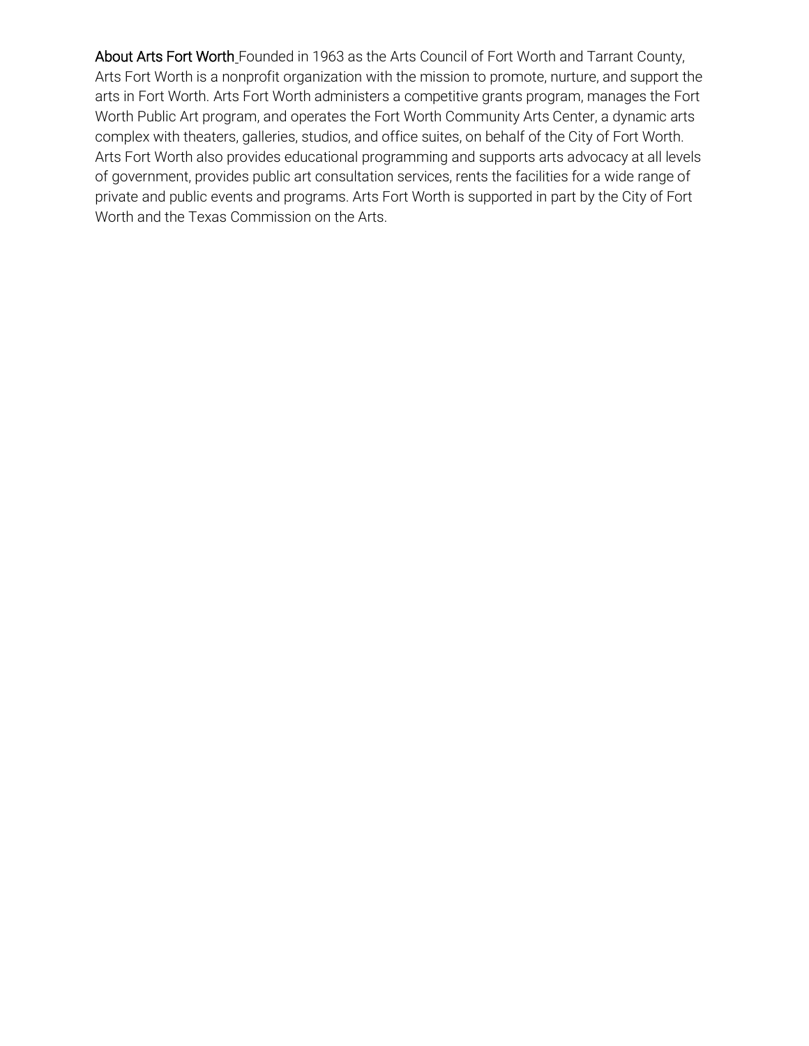**About Arts Fort Worth** Founded in 1963 as the Arts Council of Fort Worth and Tarrant County, Arts Fort Worth is a nonprofit organization with the mission to promote, nurture, and support the arts in Fort Worth. Arts Fort Worth administers a competitive grants program, manages the Fort Worth Public Art program, and operates the Fort Worth Community Arts Center, a dynamic arts complex with theaters, galleries, studios, and office suites, on behalf of the City of Fort Worth. Arts Fort Worth also provides educational programming and supports arts advocacy at all levels of government, provides public art consultation services, rents the facilities for a wide range of private and public events and programs. Arts Fort Worth is supported in part by the City of Fort Worth and the Texas Commission on the Arts.